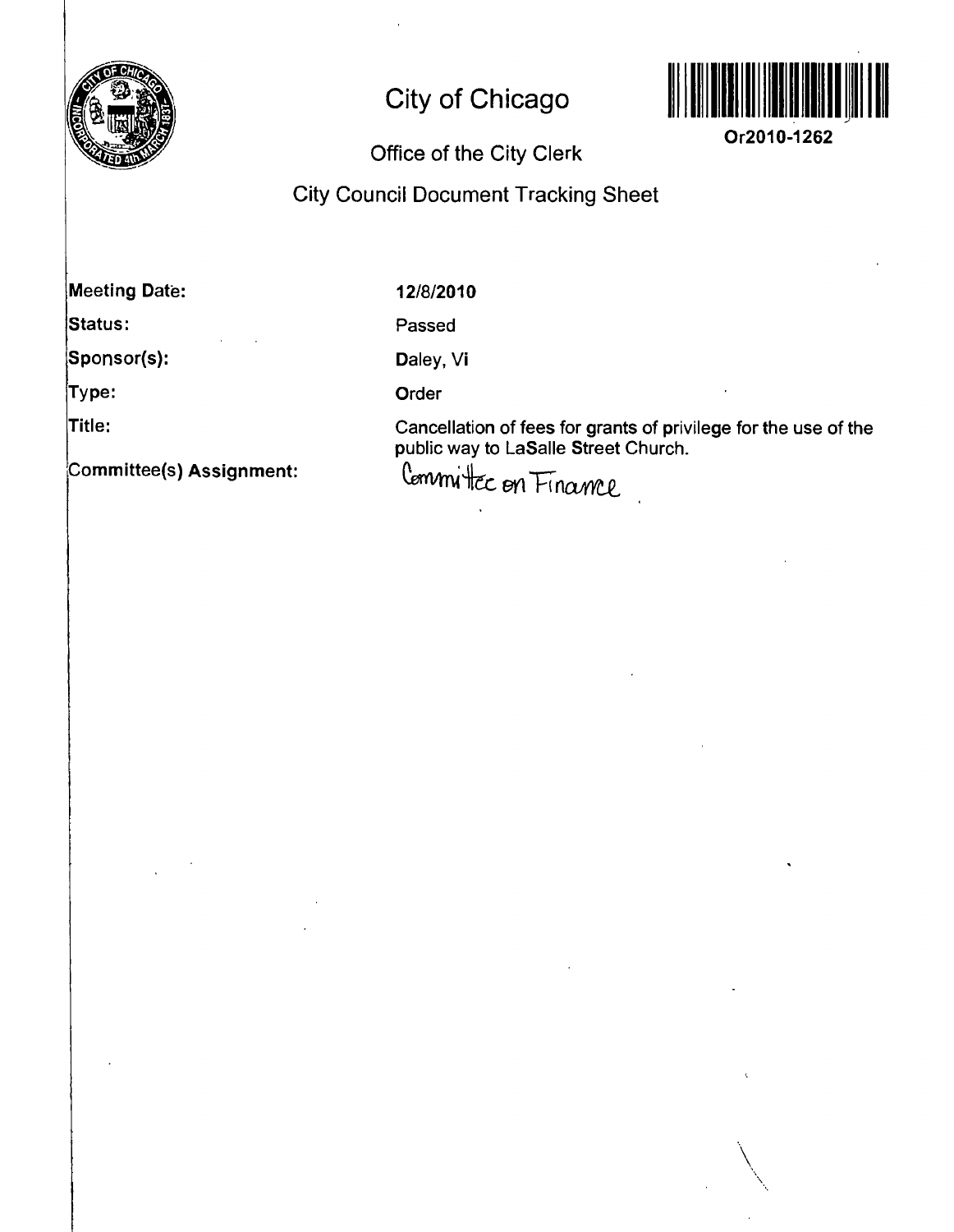# City of Chicago

Or2010-1262

## Office of the City Clerk

## City Council Document Tracking Sheet

**Meeting Date:** 12/8/2010

**Status:** Passed

**Sponsor(s):** Daley, Vi

**Type:** Order

**Title:** Cancellation of fees for grants of privilege for the use of the public way to LaSalle Street Church.

**Committee(s) Assignment:** Committee on Finance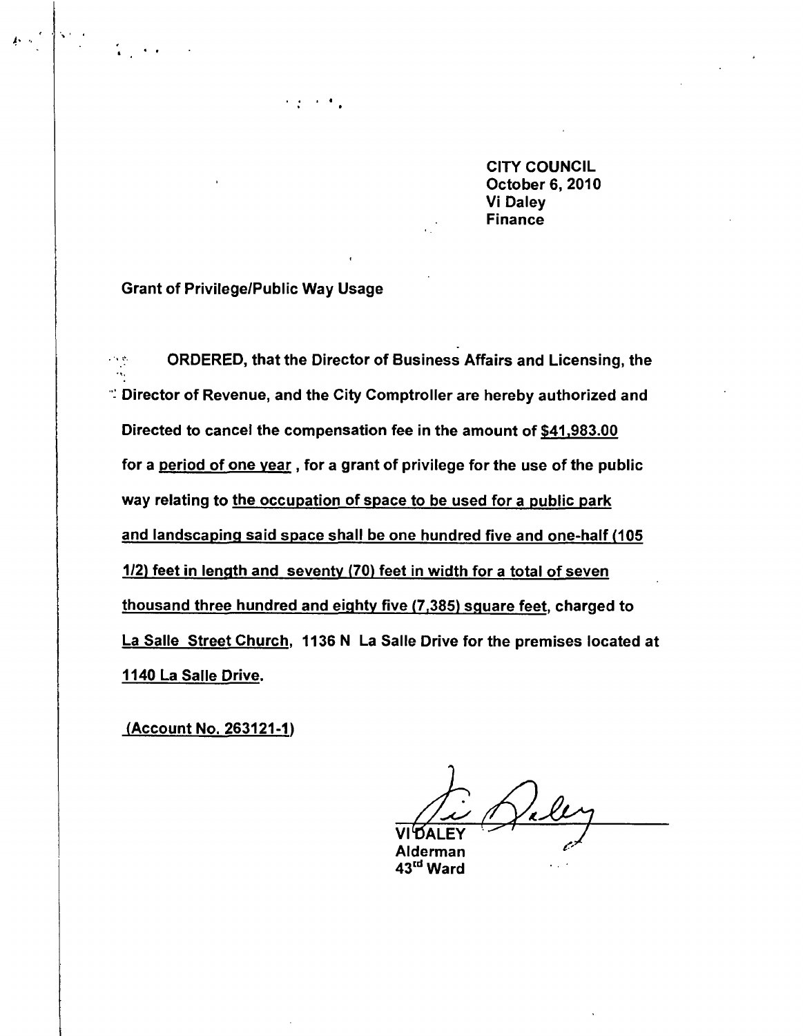CITY COUNCIL
October 6, 2010
Vi Daley
Finance

Grant of Privilege/Public Way Usage

ORDERED, that the Director of Business Affairs and Licensing, the Director of Revenue, and the City Comptroller are hereby authorized and Directed to cancel the compensation fee in the amount of $41,983.00 for a period of one year , for a grant of privilege for the use of the public way relating to the occupation of space to be used for a public park and landscaping said space shall be one hundred five and one-half (105 1/2) feet in length and seventy (70) feet in width for a total of seven thousand three hundred and eighty five (7,385) square feet, charged to La Salle Street Church, 1136 N La Salle Drive for the premises located at 1140 La Salle Drive.

(Account No. 263121-1)

VI DALEY
Alderman
43rd Ward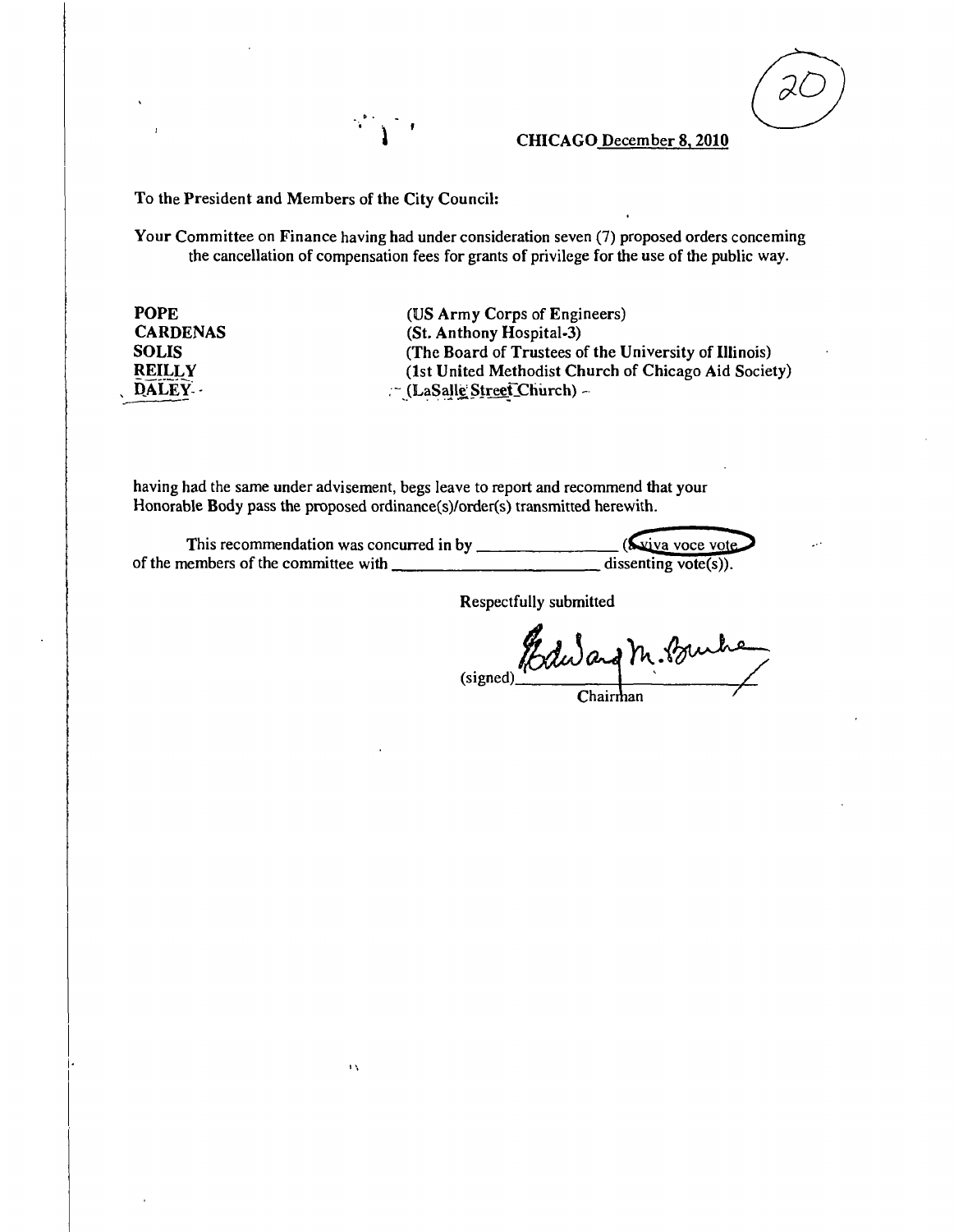CHICAGO December 8, 2010

To the President and Members of the City Council:

Your Committee on Finance having had under consideration seven (7) proposed orders concerning the cancellation of compensation fees for grants of privilege for the use of the public way.

| | |
|---|---|
| **POPE** | **(US Army Corps of Engineers)** |
| **CARDENAS** | **(St. Anthony Hospital-3)** |
| **SOLIS** | **(The Board of Trustees of the University of Illinois)** |
| **REILLY** | **(1st United Methodist Church of Chicago Aid Society)** |
| **DALEY** | **(LaSalle Street Church)** |

having had the same under advisement, begs leave to report and recommend that your Honorable Body pass the proposed ordinance(s)/order(s) transmitted herewith.

This recommendation was concurred in by \_\_\_\_\_\_\_\_\_\_\_\_\_\_\_ (a viva voce vote of the members of the committee with \_\_\_\_\_\_\_\_\_\_\_\_\_\_\_ dissenting vote(s)).

Respectfully submitted

(signed) Edward M. Burke

Chairman